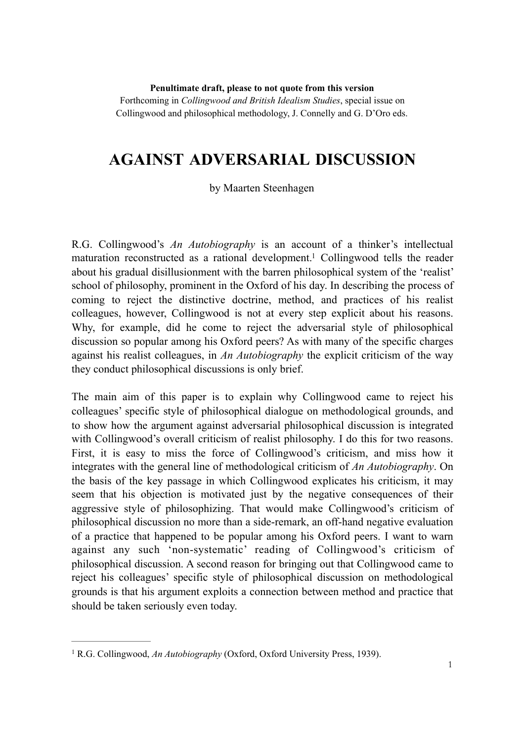**Penultimate draft, please to not quote from this version**
Forthcoming in *Collingwood and British Idealism Studies*, special issue on Collingwood and philosophical methodology, J. Connelly and G. D'Oro eds.

# AGAINST ADVERSARIAL DISCUSSION

by Maarten Steenhagen

R.G. Collingwood's *An Autobiography* is an account of a thinker's intellectual maturation reconstructed as a rational development.[1] Collingwood tells the reader about his gradual disillusionment with the barren philosophical system of the 'realist' school of philosophy, prominent in the Oxford of his day. In describing the process of coming to reject the distinctive doctrine, method, and practices of his realist colleagues, however, Collingwood is not at every step explicit about his reasons. Why, for example, did he come to reject the adversarial style of philosophical discussion so popular among his Oxford peers? As with many of the specific charges against his realist colleagues, in *An Autobiography* the explicit criticism of the way they conduct philosophical discussions is only brief.

The main aim of this paper is to explain why Collingwood came to reject his colleagues' specific style of philosophical dialogue on methodological grounds, and to show how the argument against adversarial philosophical discussion is integrated with Collingwood's overall criticism of realist philosophy. I do this for two reasons. First, it is easy to miss the force of Collingwood's criticism, and miss how it integrates with the general line of methodological criticism of *An Autobiography*. On the basis of the key passage in which Collingwood explicates his criticism, it may seem that his objection is motivated just by the negative consequences of their aggressive style of philosophizing. That would make Collingwood's criticism of philosophical discussion no more than a side-remark, an off-hand negative evaluation of a practice that happened to be popular among his Oxford peers. I want to warn against any such 'non-systematic' reading of Collingwood's criticism of philosophical discussion. A second reason for bringing out that Collingwood came to reject his colleagues' specific style of philosophical discussion on methodological grounds is that his argument exploits a connection between method and practice that should be taken seriously even today.

[1] R.G. Collingwood, *An Autobiography* (Oxford, Oxford University Press, 1939).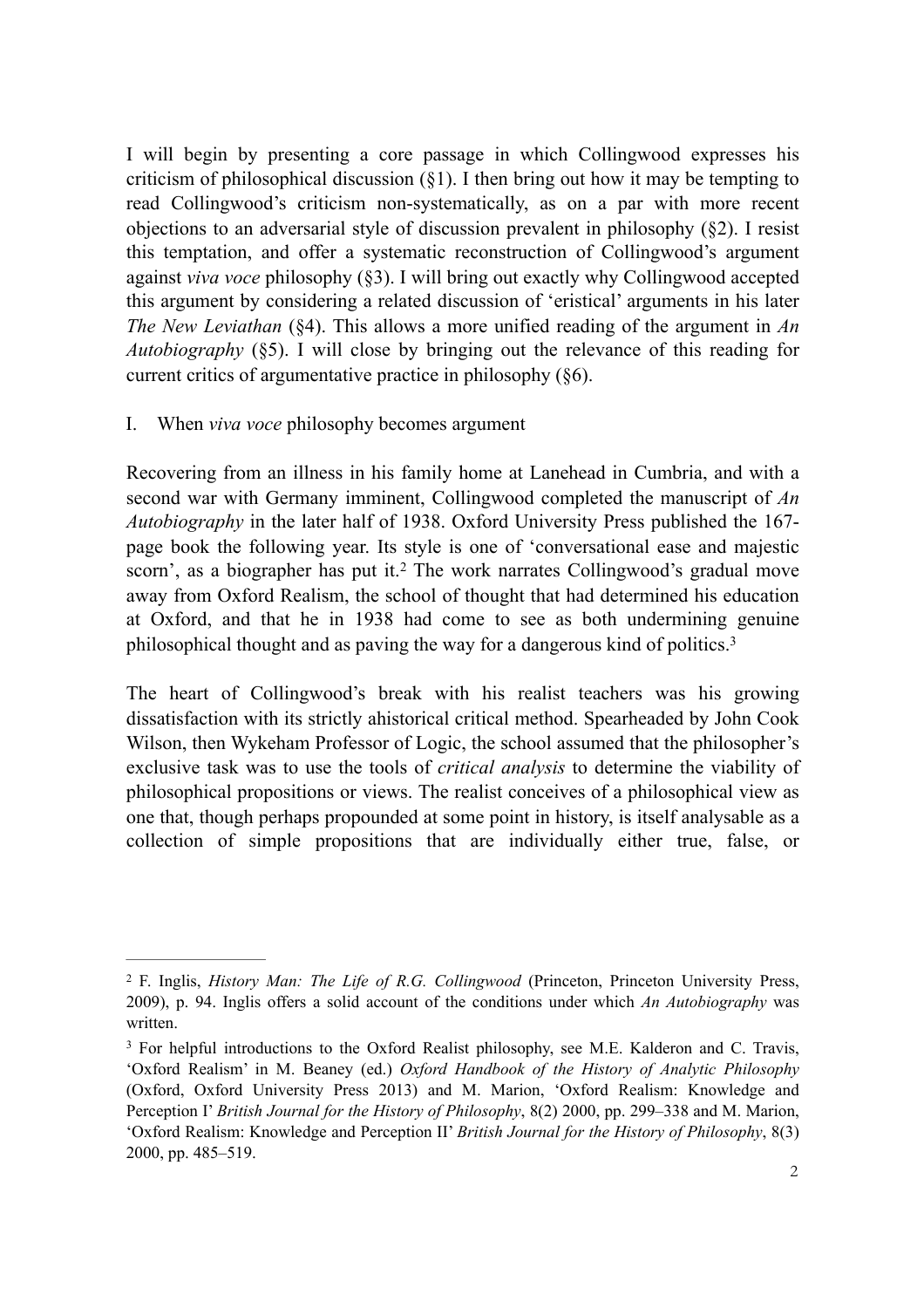I will begin by presenting a core passage in which Collingwood expresses his criticism of philosophical discussion (§1). I then bring out how it may be tempting to read Collingwood's criticism non-systematically, as on a par with more recent objections to an adversarial style of discussion prevalent in philosophy (§2). I resist this temptation, and offer a systematic reconstruction of Collingwood's argument against *viva voce* philosophy (§3). I will bring out exactly why Collingwood accepted this argument by considering a related discussion of 'eristical' arguments in his later *The New Leviathan* (§4). This allows a more unified reading of the argument in *An Autobiography* (§5). I will close by bringing out the relevance of this reading for current critics of argumentative practice in philosophy (§6).

## I. When *viva voce* philosophy becomes argument

Recovering from an illness in his family home at Lanehead in Cumbria, and with a second war with Germany imminent, Collingwood completed the manuscript of *An Autobiography* in the later half of 1938. Oxford University Press published the 167-page book the following year. Its style is one of 'conversational ease and majestic scorn', as a biographer has put it.[2] The work narrates Collingwood's gradual move away from Oxford Realism, the school of thought that had determined his education at Oxford, and that he in 1938 had come to see as both undermining genuine philosophical thought and as paving the way for a dangerous kind of politics.[3]

The heart of Collingwood's break with his realist teachers was his growing dissatisfaction with its strictly ahistorical critical method. Spearheaded by John Cook Wilson, then Wykeham Professor of Logic, the school assumed that the philosopher's exclusive task was to use the tools of *critical analysis* to determine the viability of philosophical propositions or views. The realist conceives of a philosophical view as one that, though perhaps propounded at some point in history, is itself analysable as a collection of simple propositions that are individually either true, false, or

---

[2] F. Inglis, *History Man: The Life of R.G. Collingwood* (Princeton, Princeton University Press, 2009), p. 94. Inglis offers a solid account of the conditions under which *An Autobiography* was written.

[3] For helpful introductions to the Oxford Realist philosophy, see M.E. Kalderon and C. Travis, 'Oxford Realism' in M. Beaney (ed.) *Oxford Handbook of the History of Analytic Philosophy* (Oxford, Oxford University Press 2013) and M. Marion, 'Oxford Realism: Knowledge and Perception I' *British Journal for the History of Philosophy*, 8(2) 2000, pp. 299–338 and M. Marion, 'Oxford Realism: Knowledge and Perception II' *British Journal for the History of Philosophy*, 8(3) 2000, pp. 485–519.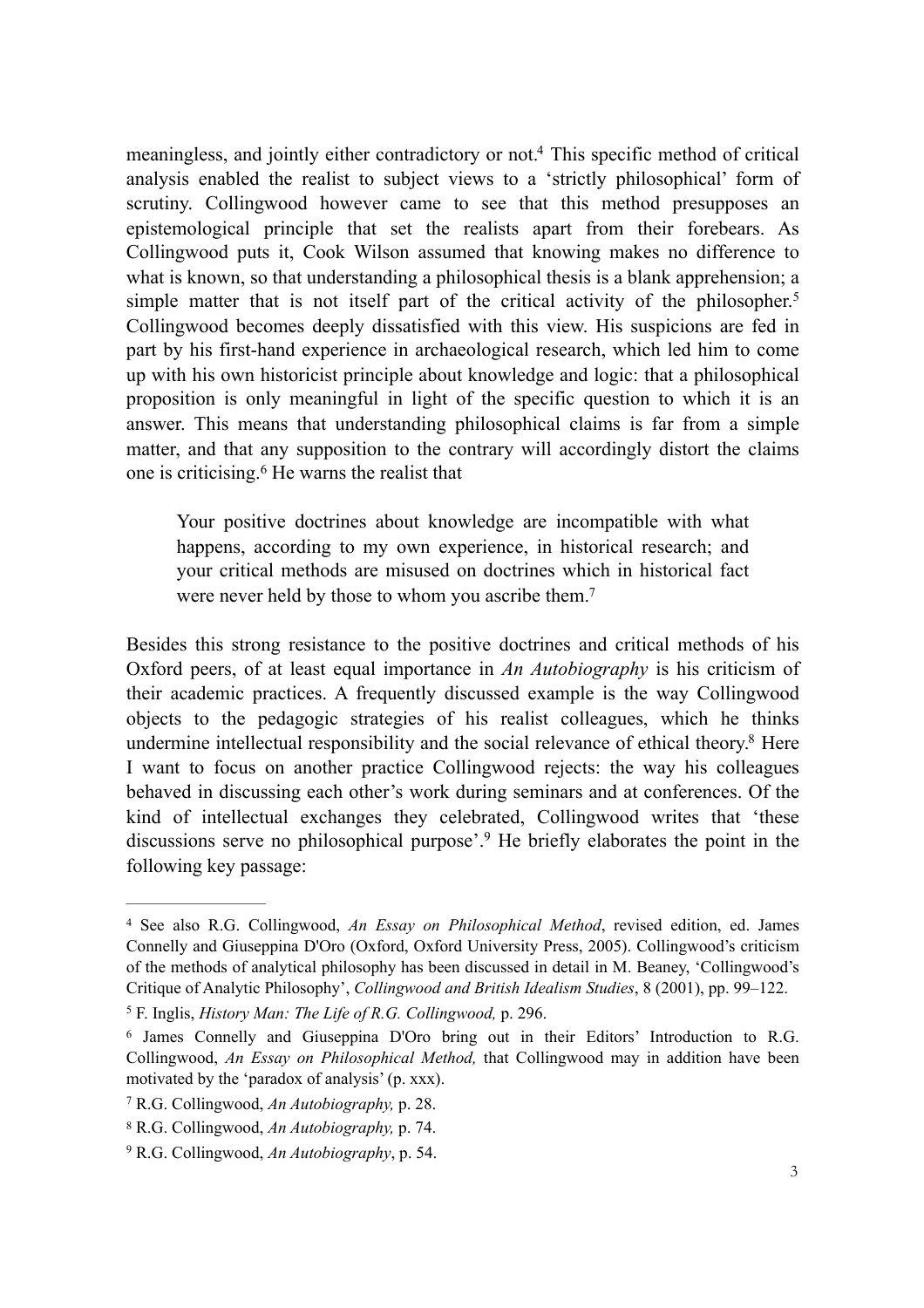meaningless, and jointly either contradictory or not.[4] This specific method of critical analysis enabled the realist to subject views to a 'strictly philosophical' form of scrutiny. Collingwood however came to see that this method presupposes an epistemological principle that set the realists apart from their forebears. As Collingwood puts it, Cook Wilson assumed that knowing makes no difference to what is known, so that understanding a philosophical thesis is a blank apprehension; a simple matter that is not itself part of the critical activity of the philosopher.[5] Collingwood becomes deeply dissatisfied with this view. His suspicions are fed in part by his first-hand experience in archaeological research, which led him to come up with his own historicist principle about knowledge and logic: that a philosophical proposition is only meaningful in light of the specific question to which it is an answer. This means that understanding philosophical claims is far from a simple matter, and that any supposition to the contrary will accordingly distort the claims one is criticising.[6] He warns the realist that

> Your positive doctrines about knowledge are incompatible with what happens, according to my own experience, in historical research; and your critical methods are misused on doctrines which in historical fact were never held by those to whom you ascribe them.[7]

Besides this strong resistance to the positive doctrines and critical methods of his Oxford peers, of at least equal importance in *An Autobiography* is his criticism of their academic practices. A frequently discussed example is the way Collingwood objects to the pedagogic strategies of his realist colleagues, which he thinks undermine intellectual responsibility and the social relevance of ethical theory.[8] Here I want to focus on another practice Collingwood rejects: the way his colleagues behaved in discussing each other's work during seminars and at conferences. Of the kind of intellectual exchanges they celebrated, Collingwood writes that 'these discussions serve no philosophical purpose'.[9] He briefly elaborates the point in the following key passage:

---

[4] See also R.G. Collingwood, *An Essay on Philosophical Method*, revised edition, ed. James Connelly and Giuseppina D'Oro (Oxford, Oxford University Press, 2005). Collingwood's criticism of the methods of analytical philosophy has been discussed in detail in M. Beaney, 'Collingwood's Critique of Analytic Philosophy', *Collingwood and British Idealism Studies*, 8 (2001), pp. 99–122.

[5] F. Inglis, *History Man: The Life of R.G. Collingwood,* p. 296.

[6] James Connelly and Giuseppina D'Oro bring out in their Editors' Introduction to R.G. Collingwood, *An Essay on Philosophical Method,* that Collingwood may in addition have been motivated by the 'paradox of analysis' (p. xxx).

[7] R.G. Collingwood, *An Autobiography,* p. 28.

[8] R.G. Collingwood, *An Autobiography,* p. 74.

[9] R.G. Collingwood, *An Autobiography*, p. 54.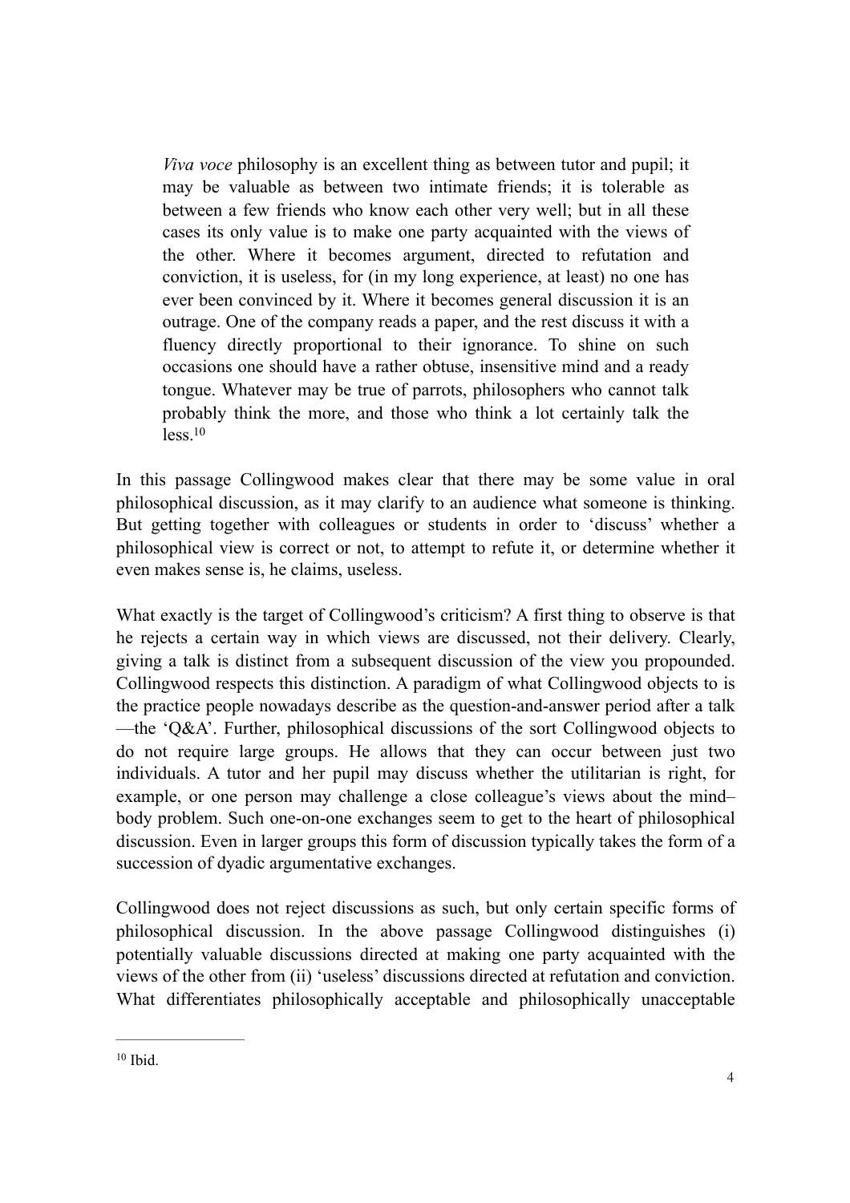> *Viva voce* philosophy is an excellent thing as between tutor and pupil; it may be valuable as between two intimate friends; it is tolerable as between a few friends who know each other very well; but in all these cases its only value is to make one party acquainted with the views of the other. Where it becomes argument, directed to refutation and conviction, it is useless, for (in my long experience, at least) no one has ever been convinced by it. Where it becomes general discussion it is an outrage. One of the company reads a paper, and the rest discuss it with a fluency directly proportional to their ignorance. To shine on such occasions one should have a rather obtuse, insensitive mind and a ready tongue. Whatever may be true of parrots, philosophers who cannot talk probably think the more, and those who think a lot certainly talk the less.[10]

In this passage Collingwood makes clear that there may be some value in oral philosophical discussion, as it may clarify to an audience what someone is thinking. But getting together with colleagues or students in order to 'discuss' whether a philosophical view is correct or not, to attempt to refute it, or determine whether it even makes sense is, he claims, useless.

What exactly is the target of Collingwood's criticism? A first thing to observe is that he rejects a certain way in which views are discussed, not their delivery. Clearly, giving a talk is distinct from a subsequent discussion of the view you propounded. Collingwood respects this distinction. A paradigm of what Collingwood objects to is the practice people nowadays describe as the question-and-answer period after a talk—the 'Q&A'. Further, philosophical discussions of the sort Collingwood objects to do not require large groups. He allows that they can occur between just two individuals. A tutor and her pupil may discuss whether the utilitarian is right, for example, or one person may challenge a close colleague's views about the mind–body problem. Such one-on-one exchanges seem to get to the heart of philosophical discussion. Even in larger groups this form of discussion typically takes the form of a succession of dyadic argumentative exchanges.

Collingwood does not reject discussions as such, but only certain specific forms of philosophical discussion. In the above passage Collingwood distinguishes (i) potentially valuable discussions directed at making one party acquainted with the views of the other from (ii) 'useless' discussions directed at refutation and conviction. What differentiates philosophically acceptable and philosophically unacceptable

---

[10] Ibid.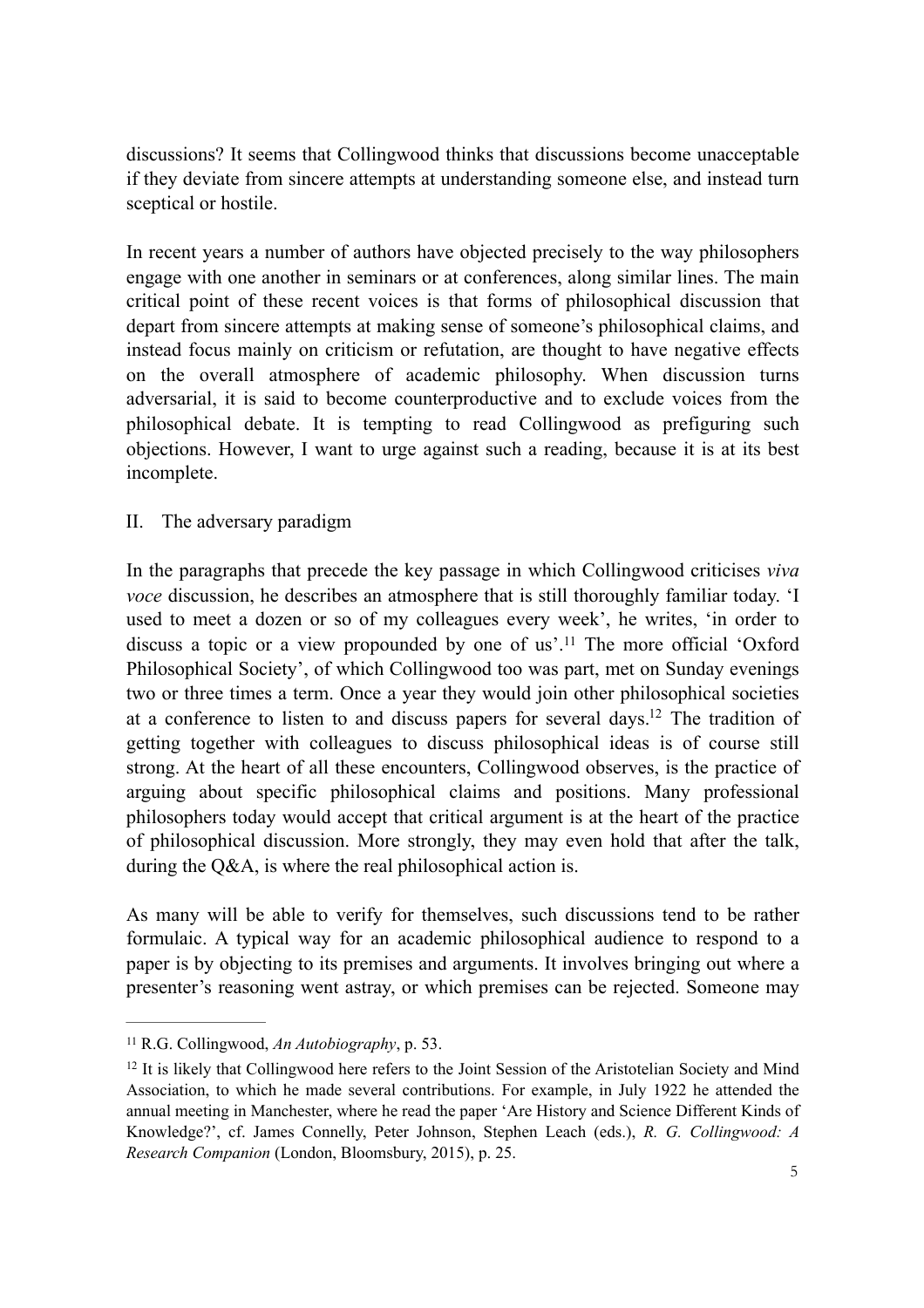discussions? It seems that Collingwood thinks that discussions become unacceptable if they deviate from sincere attempts at understanding someone else, and instead turn sceptical or hostile.

In recent years a number of authors have objected precisely to the way philosophers engage with one another in seminars or at conferences, along similar lines. The main critical point of these recent voices is that forms of philosophical discussion that depart from sincere attempts at making sense of someone's philosophical claims, and instead focus mainly on criticism or refutation, are thought to have negative effects on the overall atmosphere of academic philosophy. When discussion turns adversarial, it is said to become counterproductive and to exclude voices from the philosophical debate. It is tempting to read Collingwood as prefiguring such objections. However, I want to urge against such a reading, because it is at its best incomplete.

## II. The adversary paradigm

In the paragraphs that precede the key passage in which Collingwood criticises *viva voce* discussion, he describes an atmosphere that is still thoroughly familiar today. 'I used to meet a dozen or so of my colleagues every week', he writes, 'in order to discuss a topic or a view propounded by one of us'.[11] The more official 'Oxford Philosophical Society', of which Collingwood too was part, met on Sunday evenings two or three times a term. Once a year they would join other philosophical societies at a conference to listen to and discuss papers for several days.[12] The tradition of getting together with colleagues to discuss philosophical ideas is of course still strong. At the heart of all these encounters, Collingwood observes, is the practice of arguing about specific philosophical claims and positions. Many professional philosophers today would accept that critical argument is at the heart of the practice of philosophical discussion. More strongly, they may even hold that after the talk, during the Q&A, is where the real philosophical action is.

As many will be able to verify for themselves, such discussions tend to be rather formulaic. A typical way for an academic philosophical audience to respond to a paper is by objecting to its premises and arguments. It involves bringing out where a presenter's reasoning went astray, or which premises can be rejected. Someone may

---

[11] R.G. Collingwood, *An Autobiography*, p. 53.

[12] It is likely that Collingwood here refers to the Joint Session of the Aristotelian Society and Mind Association, to which he made several contributions. For example, in July 1922 he attended the annual meeting in Manchester, where he read the paper 'Are History and Science Different Kinds of Knowledge?', cf. James Connelly, Peter Johnson, Stephen Leach (eds.), *R. G. Collingwood: A Research Companion* (London, Bloomsbury, 2015), p. 25.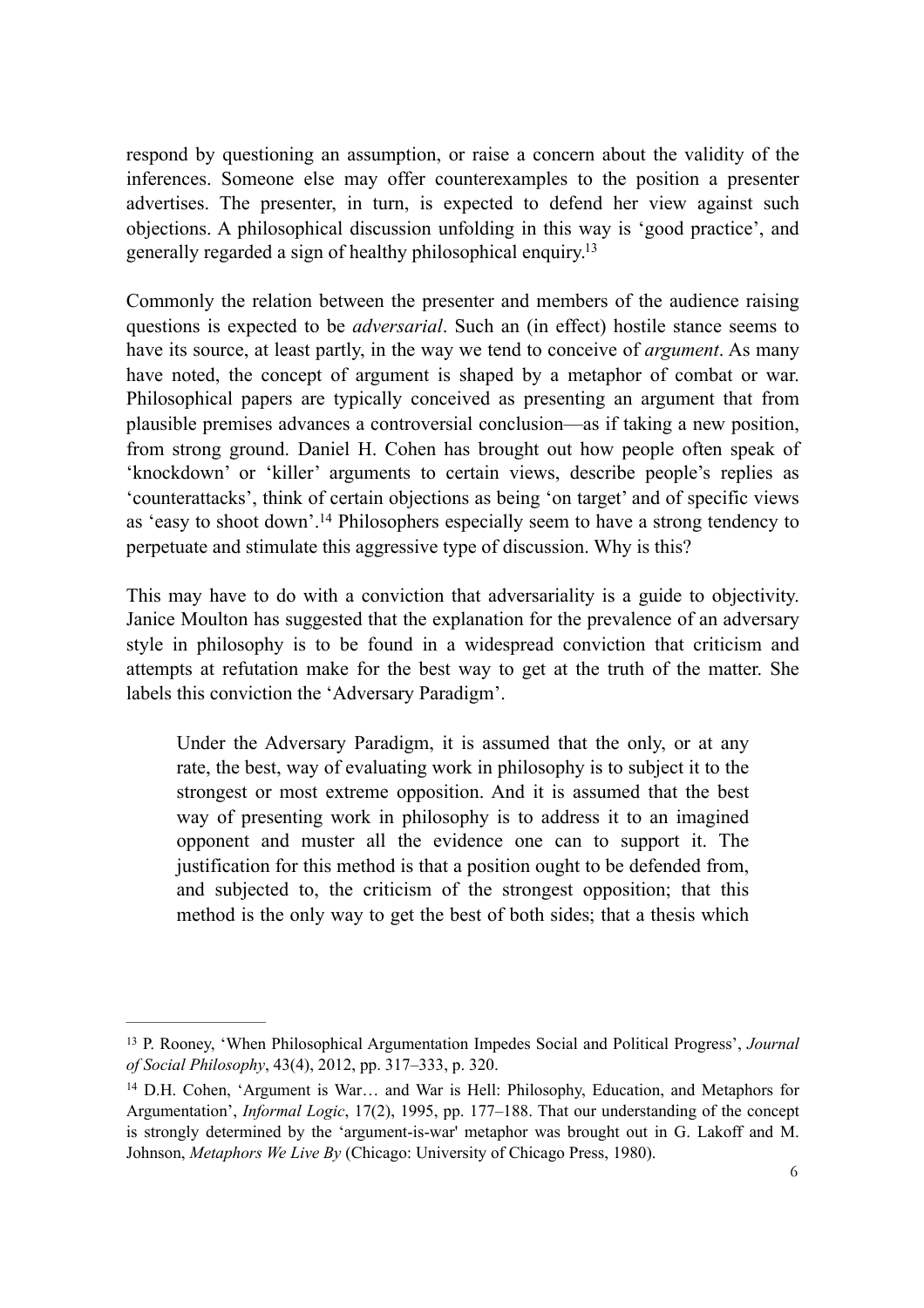respond by questioning an assumption, or raise a concern about the validity of the inferences. Someone else may offer counterexamples to the position a presenter advertises. The presenter, in turn, is expected to defend her view against such objections. A philosophical discussion unfolding in this way is 'good practice', and generally regarded a sign of healthy philosophical enquiry.[13]

Commonly the relation between the presenter and members of the audience raising questions is expected to be *adversarial*. Such an (in effect) hostile stance seems to have its source, at least partly, in the way we tend to conceive of *argument*. As many have noted, the concept of argument is shaped by a metaphor of combat or war. Philosophical papers are typically conceived as presenting an argument that from plausible premises advances a controversial conclusion—as if taking a new position, from strong ground. Daniel H. Cohen has brought out how people often speak of 'knockdown' or 'killer' arguments to certain views, describe people's replies as 'counterattacks', think of certain objections as being 'on target' and of specific views as 'easy to shoot down'.[14] Philosophers especially seem to have a strong tendency to perpetuate and stimulate this aggressive type of discussion. Why is this?

This may have to do with a conviction that adversariality is a guide to objectivity. Janice Moulton has suggested that the explanation for the prevalence of an adversary style in philosophy is to be found in a widespread conviction that criticism and attempts at refutation make for the best way to get at the truth of the matter. She labels this conviction the 'Adversary Paradigm'.

> Under the Adversary Paradigm, it is assumed that the only, or at any rate, the best, way of evaluating work in philosophy is to subject it to the strongest or most extreme opposition. And it is assumed that the best way of presenting work in philosophy is to address it to an imagined opponent and muster all the evidence one can to support it. The justification for this method is that a position ought to be defended from, and subjected to, the criticism of the strongest opposition; that this method is the only way to get the best of both sides; that a thesis which

---

[13] P. Rooney, 'When Philosophical Argumentation Impedes Social and Political Progress', *Journal of Social Philosophy*, 43(4), 2012, pp. 317–333, p. 320.

[14] D.H. Cohen, 'Argument is War… and War is Hell: Philosophy, Education, and Metaphors for Argumentation', *Informal Logic*, 17(2), 1995, pp. 177–188. That our understanding of the concept is strongly determined by the 'argument-is-war' metaphor was brought out in G. Lakoff and M. Johnson, *Metaphors We Live By* (Chicago: University of Chicago Press, 1980).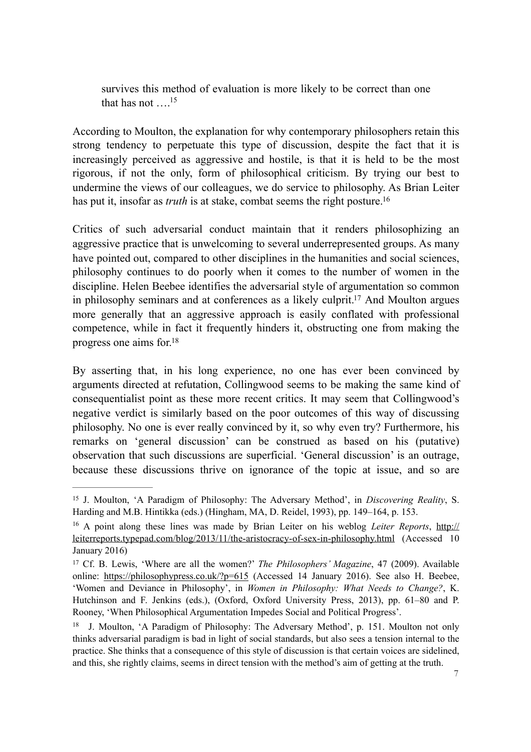> survives this method of evaluation is more likely to be correct than one that has not ….[15]

According to Moulton, the explanation for why contemporary philosophers retain this strong tendency to perpetuate this type of discussion, despite the fact that it is increasingly perceived as aggressive and hostile, is that it is held to be the most rigorous, if not the only, form of philosophical criticism. By trying our best to undermine the views of our colleagues, we do service to philosophy. As Brian Leiter has put it, insofar as *truth* is at stake, combat seems the right posture.[16]

Critics of such adversarial conduct maintain that it renders philosophizing an aggressive practice that is unwelcoming to several underrepresented groups. As many have pointed out, compared to other disciplines in the humanities and social sciences, philosophy continues to do poorly when it comes to the number of women in the discipline. Helen Beebee identifies the adversarial style of argumentation so common in philosophy seminars and at conferences as a likely culprit.[17] And Moulton argues more generally that an aggressive approach is easily conflated with professional competence, while in fact it frequently hinders it, obstructing one from making the progress one aims for.[18]

By asserting that, in his long experience, no one has ever been convinced by arguments directed at refutation, Collingwood seems to be making the same kind of consequentialist point as these more recent critics. It may seem that Collingwood's negative verdict is similarly based on the poor outcomes of this way of discussing philosophy. No one is ever really convinced by it, so why even try? Furthermore, his remarks on 'general discussion' can be construed as based on his (putative) observation that such discussions are superficial. 'General discussion' is an outrage, because these discussions thrive on ignorance of the topic at issue, and so are

---

[15] J. Moulton, 'A Paradigm of Philosophy: The Adversary Method', in *Discovering Reality*, S. Harding and M.B. Hintikka (eds.) (Hingham, MA, D. Reidel, 1993), pp. 149–164, p. 153.

[16] A point along these lines was made by Brian Leiter on his weblog *Leiter Reports*, http://leiterreports.typepad.com/blog/2013/11/the-aristocracy-of-sex-in-philosophy.html (Accessed 10 January 2016)

[17] Cf. B. Lewis, 'Where are all the women?' *The Philosophers' Magazine*, 47 (2009). Available online: https://philosophypress.co.uk/?p=615 (Accessed 14 January 2016). See also H. Beebee, 'Women and Deviance in Philosophy', in *Women in Philosophy: What Needs to Change?*, K. Hutchinson and F. Jenkins (eds.), (Oxford, Oxford University Press, 2013), pp. 61–80 and P. Rooney, 'When Philosophical Argumentation Impedes Social and Political Progress'.

[18] J. Moulton, 'A Paradigm of Philosophy: The Adversary Method', p. 151. Moulton not only thinks adversarial paradigm is bad in light of social standards, but also sees a tension internal to the practice. She thinks that a consequence of this style of discussion is that certain voices are sidelined, and this, she rightly claims, seems in direct tension with the method's aim of getting at the truth.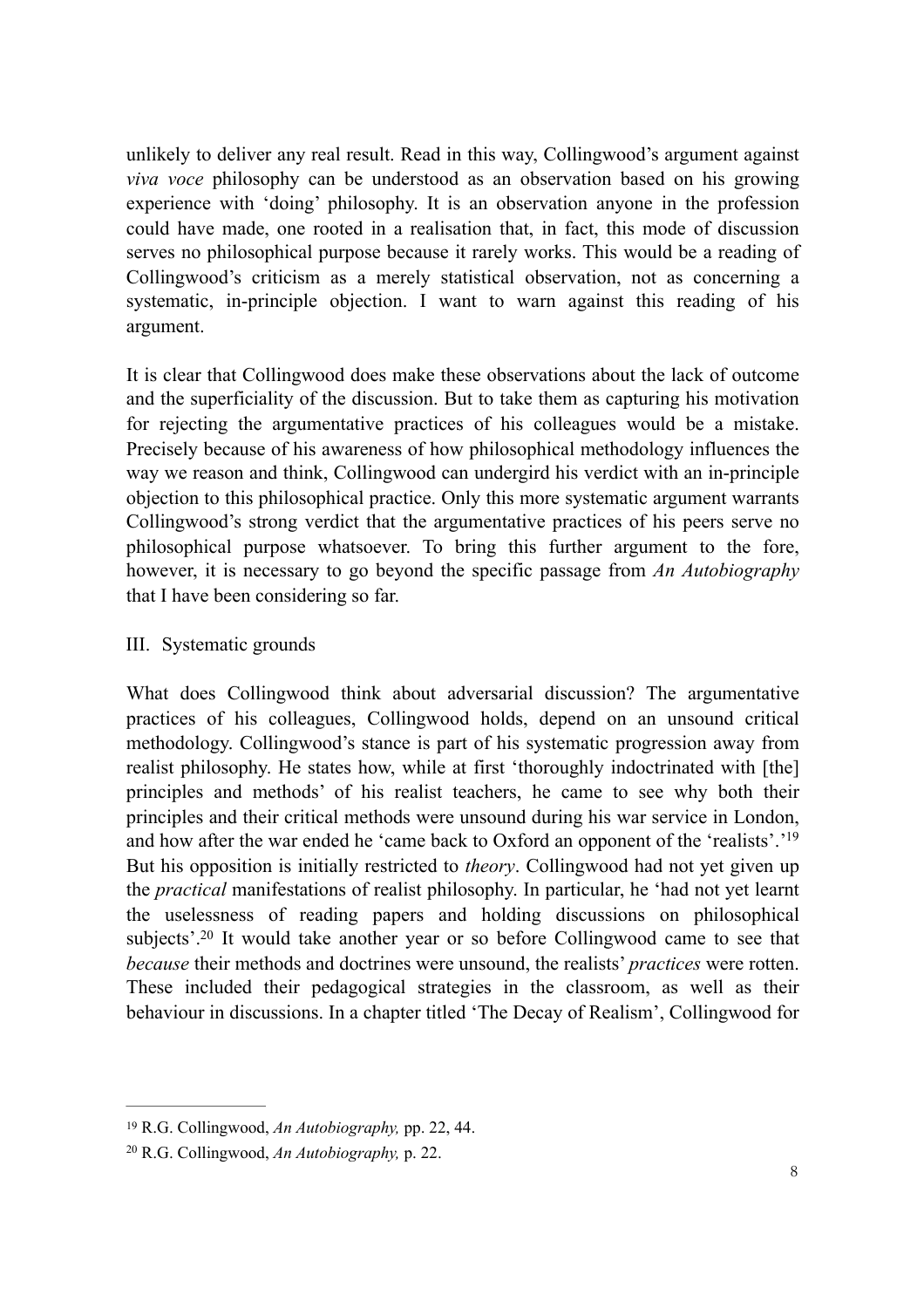unlikely to deliver any real result. Read in this way, Collingwood's argument against *viva voce* philosophy can be understood as an observation based on his growing experience with 'doing' philosophy. It is an observation anyone in the profession could have made, one rooted in a realisation that, in fact, this mode of discussion serves no philosophical purpose because it rarely works. This would be a reading of Collingwood's criticism as a merely statistical observation, not as concerning a systematic, in-principle objection. I want to warn against this reading of his argument.

It is clear that Collingwood does make these observations about the lack of outcome and the superficiality of the discussion. But to take them as capturing his motivation for rejecting the argumentative practices of his colleagues would be a mistake. Precisely because of his awareness of how philosophical methodology influences the way we reason and think, Collingwood can undergird his verdict with an in-principle objection to this philosophical practice. Only this more systematic argument warrants Collingwood's strong verdict that the argumentative practices of his peers serve no philosophical purpose whatsoever. To bring this further argument to the fore, however, it is necessary to go beyond the specific passage from *An Autobiography* that I have been considering so far.

## III. Systematic grounds

What does Collingwood think about adversarial discussion? The argumentative practices of his colleagues, Collingwood holds, depend on an unsound critical methodology. Collingwood's stance is part of his systematic progression away from realist philosophy. He states how, while at first 'thoroughly indoctrinated with [the] principles and methods' of his realist teachers, he came to see why both their principles and their critical methods were unsound during his war service in London, and how after the war ended he 'came back to Oxford an opponent of the 'realists'.'[19] But his opposition is initially restricted to *theory*. Collingwood had not yet given up the *practical* manifestations of realist philosophy. In particular, he 'had not yet learnt the uselessness of reading papers and holding discussions on philosophical subjects'.[20] It would take another year or so before Collingwood came to see that *because* their methods and doctrines were unsound, the realists' *practices* were rotten. These included their pedagogical strategies in the classroom, as well as their behaviour in discussions. In a chapter titled 'The Decay of Realism', Collingwood for

---

[19] R.G. Collingwood, *An Autobiography,* pp. 22, 44.

[20] R.G. Collingwood, *An Autobiography,* p. 22.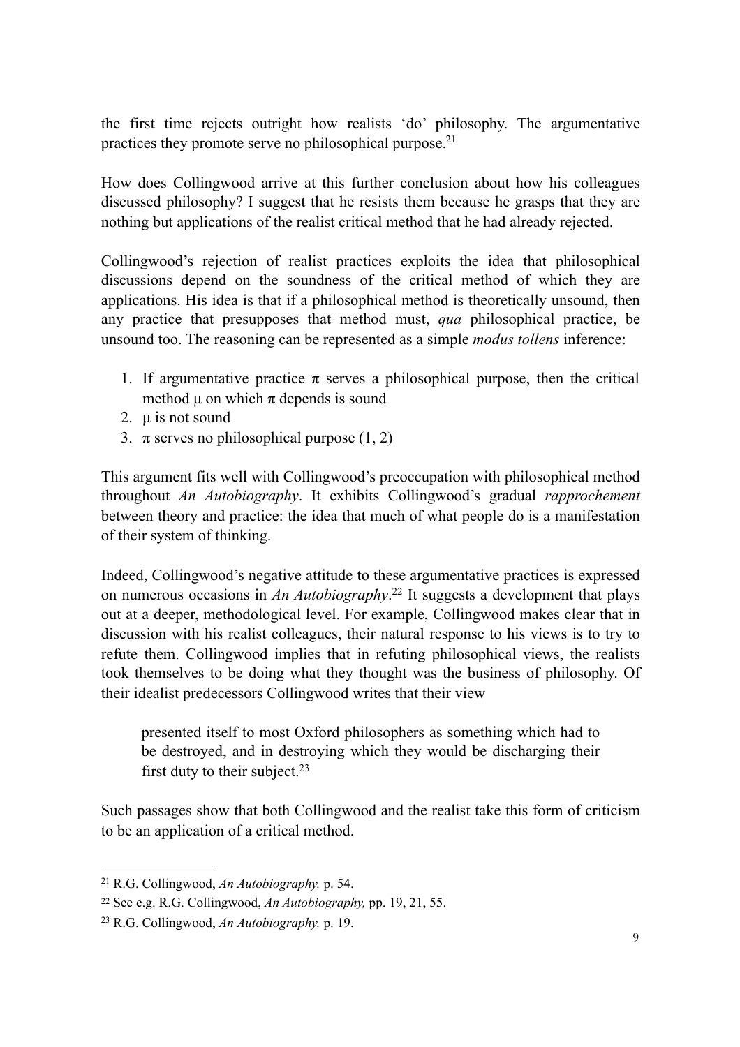the first time rejects outright how realists 'do' philosophy. The argumentative practices they promote serve no philosophical purpose.[21]

How does Collingwood arrive at this further conclusion about how his colleagues discussed philosophy? I suggest that he resists them because he grasps that they are nothing but applications of the realist critical method that he had already rejected.

Collingwood's rejection of realist practices exploits the idea that philosophical discussions depend on the soundness of the critical method of which they are applications. His idea is that if a philosophical method is theoretically unsound, then any practice that presupposes that method must, *qua* philosophical practice, be unsound too. The reasoning can be represented as a simple *modus tollens* inference:

1. If argumentative practice $\pi$ serves a philosophical purpose, then the critical method $\mu$ on which $\pi$ depends is sound
2. $\mu$ is not sound
3. $\pi$ serves no philosophical purpose (1, 2)

This argument fits well with Collingwood's preoccupation with philosophical method throughout *An Autobiography*. It exhibits Collingwood's gradual *rapprochement* between theory and practice: the idea that much of what people do is a manifestation of their system of thinking.

Indeed, Collingwood's negative attitude to these argumentative practices is expressed on numerous occasions in *An Autobiography*.[22] It suggests a development that plays out at a deeper, methodological level. For example, Collingwood makes clear that in discussion with his realist colleagues, their natural response to his views is to try to refute them. Collingwood implies that in refuting philosophical views, the realists took themselves to be doing what they thought was the business of philosophy. Of their idealist predecessors Collingwood writes that their view

> presented itself to most Oxford philosophers as something which had to be destroyed, and in destroying which they would be discharging their first duty to their subject.[23]

Such passages show that both Collingwood and the realist take this form of criticism to be an application of a critical method.

---

[21] R.G. Collingwood, *An Autobiography,* p. 54.

[22] See e.g. R.G. Collingwood, *An Autobiography,* pp. 19, 21, 55.

[23] R.G. Collingwood, *An Autobiography,* p. 19.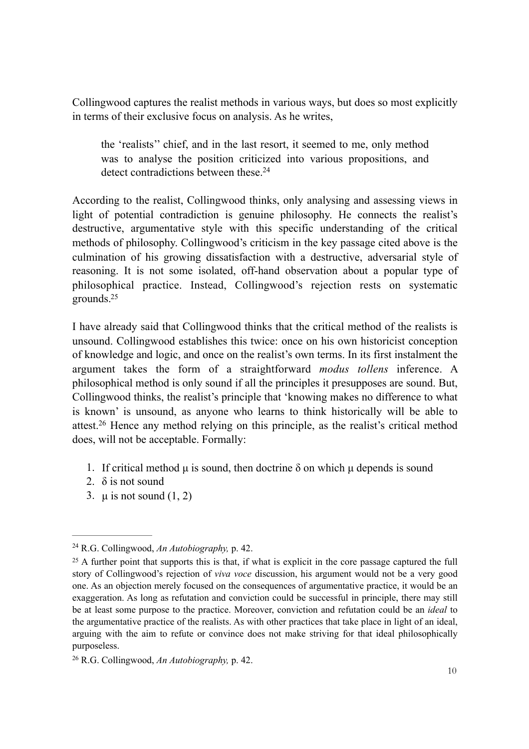Collingwood captures the realist methods in various ways, but does so most explicitly in terms of their exclusive focus on analysis. As he writes,

> the 'realists'' chief, and in the last resort, it seemed to me, only method was to analyse the position criticized into various propositions, and detect contradictions between these.[24]

According to the realist, Collingwood thinks, only analysing and assessing views in light of potential contradiction is genuine philosophy. He connects the realist's destructive, argumentative style with this specific understanding of the critical methods of philosophy. Collingwood's criticism in the key passage cited above is the culmination of his growing dissatisfaction with a destructive, adversarial style of reasoning. It is not some isolated, off-hand observation about a popular type of philosophical practice. Instead, Collingwood's rejection rests on systematic grounds.[25]

I have already said that Collingwood thinks that the critical method of the realists is unsound. Collingwood establishes this twice: once on his own historicist conception of knowledge and logic, and once on the realist's own terms. In its first instalment the argument takes the form of a straightforward *modus tollens* inference. A philosophical method is only sound if all the principles it presupposes are sound. But, Collingwood thinks, the realist's principle that 'knowing makes no difference to what is known' is unsound, as anyone who learns to think historically will be able to attest.[26] Hence any method relying on this principle, as the realist's critical method does, will not be acceptable. Formally:

1. If critical method $\mu$ is sound, then doctrine $\delta$ on which $\mu$ depends is sound
2. $\delta$ is not sound
3. $\mu$ is not sound (1, 2)

---

[24] R.G. Collingwood, *An Autobiography,* p. 42.

[25] A further point that supports this is that, if what is explicit in the core passage captured the full story of Collingwood's rejection of *viva voce* discussion, his argument would not be a very good one. As an objection merely focused on the consequences of argumentative practice, it would be an exaggeration. As long as refutation and conviction could be successful in principle, there may still be at least some purpose to the practice. Moreover, conviction and refutation could be an *ideal* to the argumentative practice of the realists. As with other practices that take place in light of an ideal, arguing with the aim to refute or convince does not make striving for that ideal philosophically purposeless.

[26] R.G. Collingwood, *An Autobiography,* p. 42.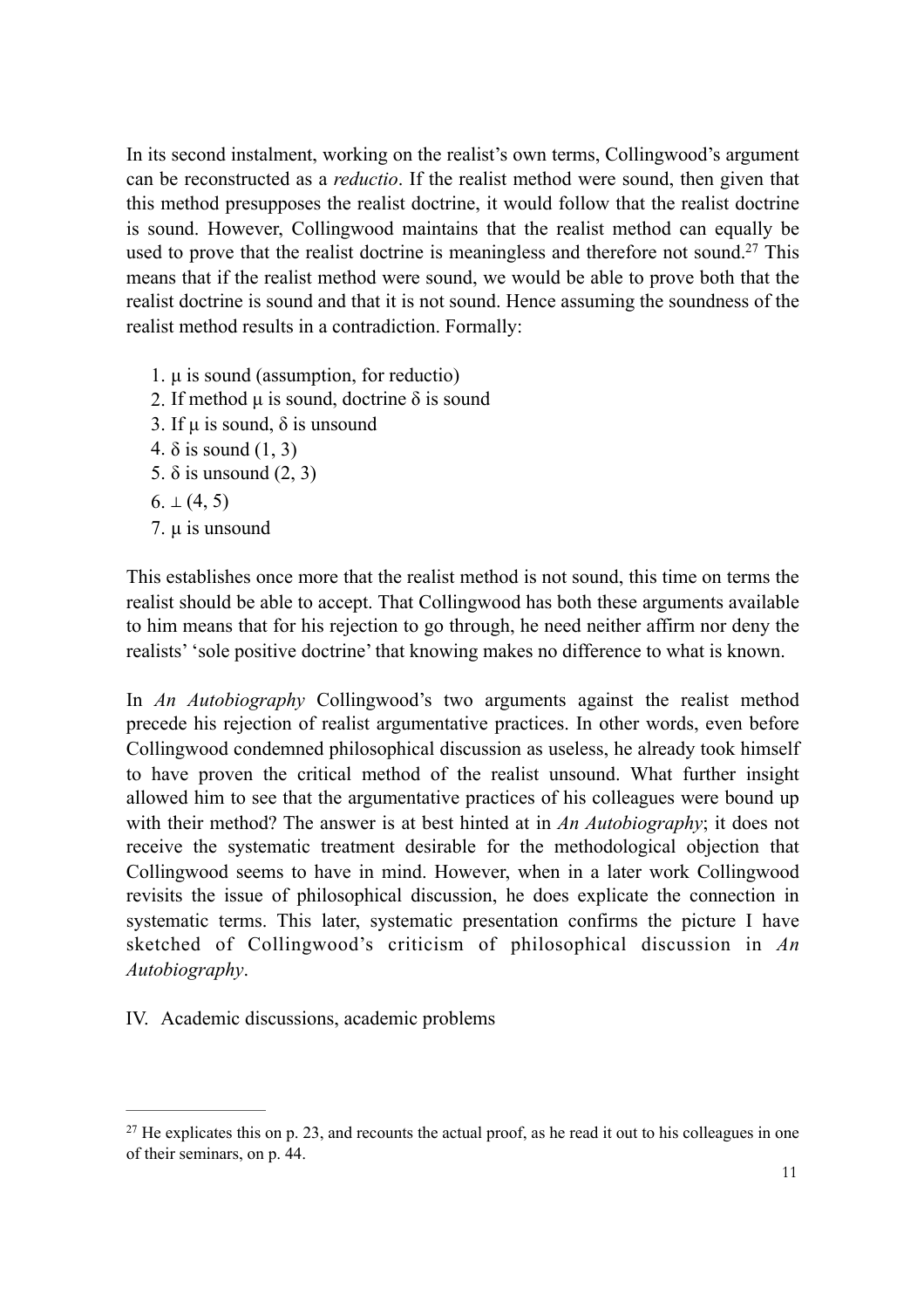In its second instalment, working on the realist's own terms, Collingwood's argument can be reconstructed as a *reductio*. If the realist method were sound, then given that this method presupposes the realist doctrine, it would follow that the realist doctrine is sound. However, Collingwood maintains that the realist method can equally be used to prove that the realist doctrine is meaningless and therefore not sound.[27] This means that if the realist method were sound, we would be able to prove both that the realist doctrine is sound and that it is not sound. Hence assuming the soundness of the realist method results in a contradiction. Formally:

1. $\mu$ is sound (assumption, for reductio)
2. If method $\mu$ is sound, doctrine $\delta$ is sound
3. If $\mu$ is sound, $\delta$ is unsound
4. $\delta$ is sound (1, 3)
5. $\delta$ is unsound (2, 3)
6. $\perp$ (4, 5)
7. $\mu$ is unsound

This establishes once more that the realist method is not sound, this time on terms the realist should be able to accept. That Collingwood has both these arguments available to him means that for his rejection to go through, he need neither affirm nor deny the realists' 'sole positive doctrine' that knowing makes no difference to what is known.

In *An Autobiography* Collingwood's two arguments against the realist method precede his rejection of realist argumentative practices. In other words, even before Collingwood condemned philosophical discussion as useless, he already took himself to have proven the critical method of the realist unsound. What further insight allowed him to see that the argumentative practices of his colleagues were bound up with their method? The answer is at best hinted at in *An Autobiography*; it does not receive the systematic treatment desirable for the methodological objection that Collingwood seems to have in mind. However, when in a later work Collingwood revisits the issue of philosophical discussion, he does explicate the connection in systematic terms. This later, systematic presentation confirms the picture I have sketched of Collingwood's criticism of philosophical discussion in *An Autobiography*.

## IV. Academic discussions, academic problems

---

[27] He explicates this on p. 23, and recounts the actual proof, as he read it out to his colleagues in one of their seminars, on p. 44.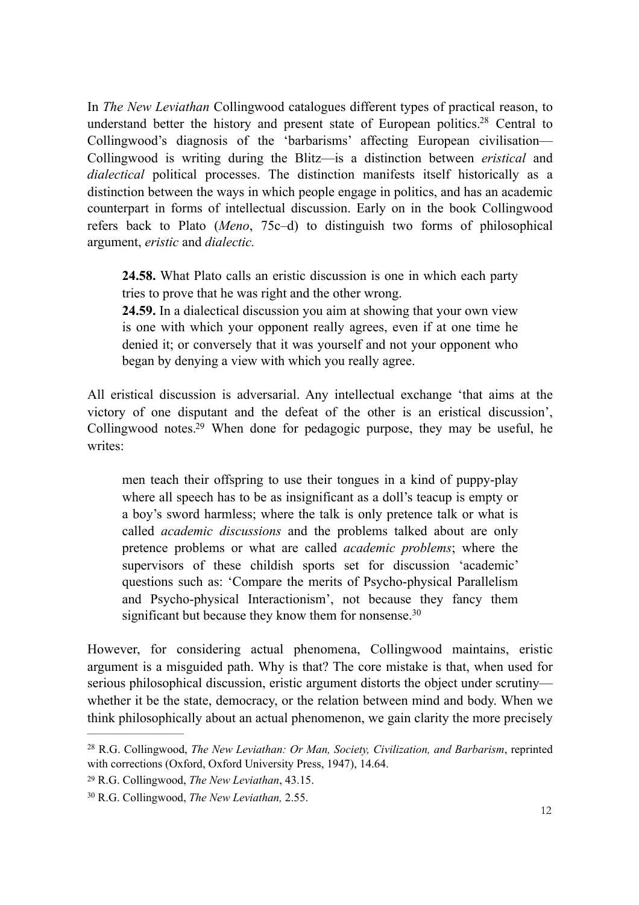In *The New Leviathan* Collingwood catalogues different types of practical reason, to understand better the history and present state of European politics.[28] Central to Collingwood's diagnosis of the 'barbarisms' affecting European civilisation—Collingwood is writing during the Blitz—is a distinction between *eristical* and *dialectical* political processes. The distinction manifests itself historically as a distinction between the ways in which people engage in politics, and has an academic counterpart in forms of intellectual discussion. Early on in the book Collingwood refers back to Plato (*Meno*, 75c–d) to distinguish two forms of philosophical argument, *eristic* and *dialectic.*

> **24.58.** What Plato calls an eristic discussion is one in which each party tries to prove that he was right and the other wrong.
> **24.59.** In a dialectical discussion you aim at showing that your own view is one with which your opponent really agrees, even if at one time he denied it; or conversely that it was yourself and not your opponent who began by denying a view with which you really agree.

All eristical discussion is adversarial. Any intellectual exchange 'that aims at the victory of one disputant and the defeat of the other is an eristical discussion', Collingwood notes.[29] When done for pedagogic purpose, they may be useful, he writes:

> men teach their offspring to use their tongues in a kind of puppy-play where all speech has to be as insignificant as a doll's teacup is empty or a boy's sword harmless; where the talk is only pretence talk or what is called *academic discussions* and the problems talked about are only pretence problems or what are called *academic problems*; where the supervisors of these childish sports set for discussion 'academic' questions such as: 'Compare the merits of Psycho-physical Parallelism and Psycho-physical Interactionism', not because they fancy them significant but because they know them for nonsense.[30]

However, for considering actual phenomena, Collingwood maintains, eristic argument is a misguided path. Why is that? The core mistake is that, when used for serious philosophical discussion, eristic argument distorts the object under scrutiny—whether it be the state, democracy, or the relation between mind and body. When we think philosophically about an actual phenomenon, we gain clarity the more precisely

---

[28] R.G. Collingwood, *The New Leviathan: Or Man, Society, Civilization, and Barbarism*, reprinted with corrections (Oxford, Oxford University Press, 1947), 14.64.

[29] R.G. Collingwood, *The New Leviathan*, 43.15.

[30] R.G. Collingwood, *The New Leviathan,* 2.55.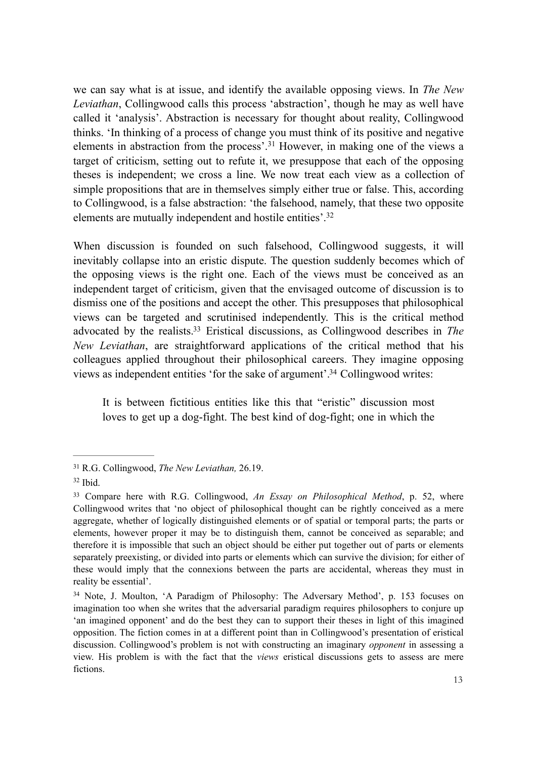we can say what is at issue, and identify the available opposing views. In *The New Leviathan*, Collingwood calls this process 'abstraction', though he may as well have called it 'analysis'. Abstraction is necessary for thought about reality, Collingwood thinks. 'In thinking of a process of change you must think of its positive and negative elements in abstraction from the process'.[31] However, in making one of the views a target of criticism, setting out to refute it, we presuppose that each of the opposing theses is independent; we cross a line. We now treat each view as a collection of simple propositions that are in themselves simply either true or false. This, according to Collingwood, is a false abstraction: 'the falsehood, namely, that these two opposite elements are mutually independent and hostile entities'.[32]

When discussion is founded on such falsehood, Collingwood suggests, it will inevitably collapse into an eristic dispute. The question suddenly becomes which of the opposing views is the right one. Each of the views must be conceived as an independent target of criticism, given that the envisaged outcome of discussion is to dismiss one of the positions and accept the other. This presupposes that philosophical views can be targeted and scrutinised independently. This is the critical method advocated by the realists.[33] Eristical discussions, as Collingwood describes in *The New Leviathan*, are straightforward applications of the critical method that his colleagues applied throughout their philosophical careers. They imagine opposing views as independent entities 'for the sake of argument'.[34] Collingwood writes:

> It is between fictitious entities like this that "eristic" discussion most loves to get up a dog-fight. The best kind of dog-fight; one in which the

---

[31] R.G. Collingwood, *The New Leviathan,* 26.19.

[32] Ibid.

[33] Compare here with R.G. Collingwood, *An Essay on Philosophical Method*, p. 52, where Collingwood writes that 'no object of philosophical thought can be rightly conceived as a mere aggregate, whether of logically distinguished elements or of spatial or temporal parts; the parts or elements, however proper it may be to distinguish them, cannot be conceived as separable; and therefore it is impossible that such an object should be either put together out of parts or elements separately preexisting, or divided into parts or elements which can survive the division; for either of these would imply that the connexions between the parts are accidental, whereas they must in reality be essential'.

[34] Note, J. Moulton, 'A Paradigm of Philosophy: The Adversary Method', p. 153 focuses on imagination too when she writes that the adversarial paradigm requires philosophers to conjure up 'an imagined opponent' and do the best they can to support their theses in light of this imagined opposition. The fiction comes in at a different point than in Collingwood's presentation of eristical discussion. Collingwood's problem is not with constructing an imaginary *opponent* in assessing a view. His problem is with the fact that the *views* eristical discussions gets to assess are mere fictions.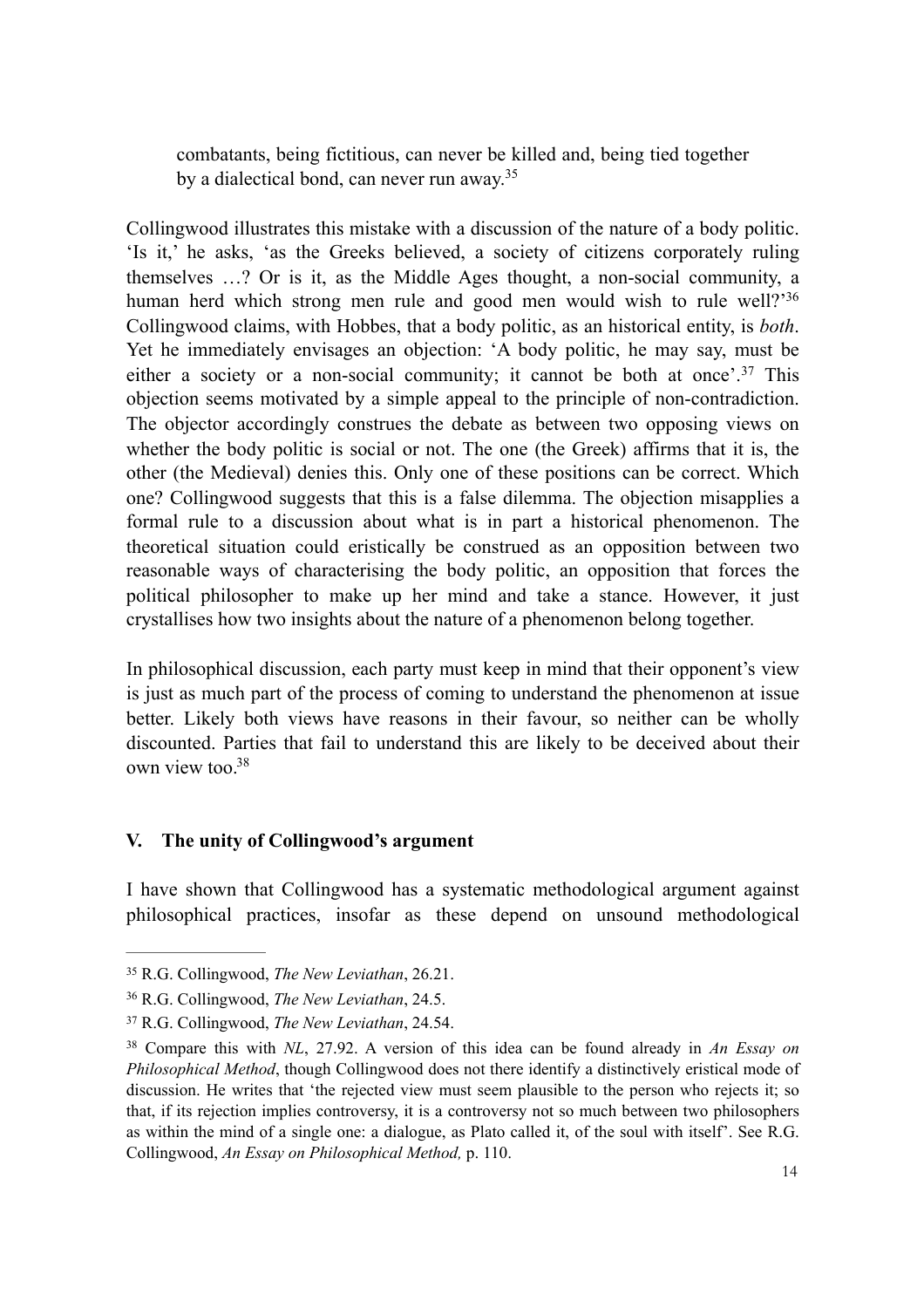combatants, being fictitious, can never be killed and, being tied together by a dialectical bond, can never run away.[35]

Collingwood illustrates this mistake with a discussion of the nature of a body politic. 'Is it,' he asks, 'as the Greeks believed, a society of citizens corporately ruling themselves …? Or is it, as the Middle Ages thought, a non-social community, a human herd which strong men rule and good men would wish to rule well?'[36] Collingwood claims, with Hobbes, that a body politic, as an historical entity, is *both*. Yet he immediately envisages an objection: 'A body politic, he may say, must be either a society or a non-social community; it cannot be both at once'.[37] This objection seems motivated by a simple appeal to the principle of non-contradiction. The objector accordingly construes the debate as between two opposing views on whether the body politic is social or not. The one (the Greek) affirms that it is, the other (the Medieval) denies this. Only one of these positions can be correct. Which one? Collingwood suggests that this is a false dilemma. The objection misapplies a formal rule to a discussion about what is in part a historical phenomenon. The theoretical situation could eristically be construed as an opposition between two reasonable ways of characterising the body politic, an opposition that forces the political philosopher to make up her mind and take a stance. However, it just crystallises how two insights about the nature of a phenomenon belong together.

In philosophical discussion, each party must keep in mind that their opponent's view is just as much part of the process of coming to understand the phenomenon at issue better. Likely both views have reasons in their favour, so neither can be wholly discounted. Parties that fail to understand this are likely to be deceived about their own view too.[38]

## V. The unity of Collingwood's argument

I have shown that Collingwood has a systematic methodological argument against philosophical practices, insofar as these depend on unsound methodological

---

[35] R.G. Collingwood, *The New Leviathan*, 26.21.

[36] R.G. Collingwood, *The New Leviathan*, 24.5.

[37] R.G. Collingwood, *The New Leviathan*, 24.54.

[38] Compare this with *NL*, 27.92. A version of this idea can be found already in *An Essay on Philosophical Method*, though Collingwood does not there identify a distinctively eristical mode of discussion. He writes that 'the rejected view must seem plausible to the person who rejects it; so that, if its rejection implies controversy, it is a controversy not so much between two philosophers as within the mind of a single one: a dialogue, as Plato called it, of the soul with itself'. See R.G. Collingwood, *An Essay on Philosophical Method,* p. 110.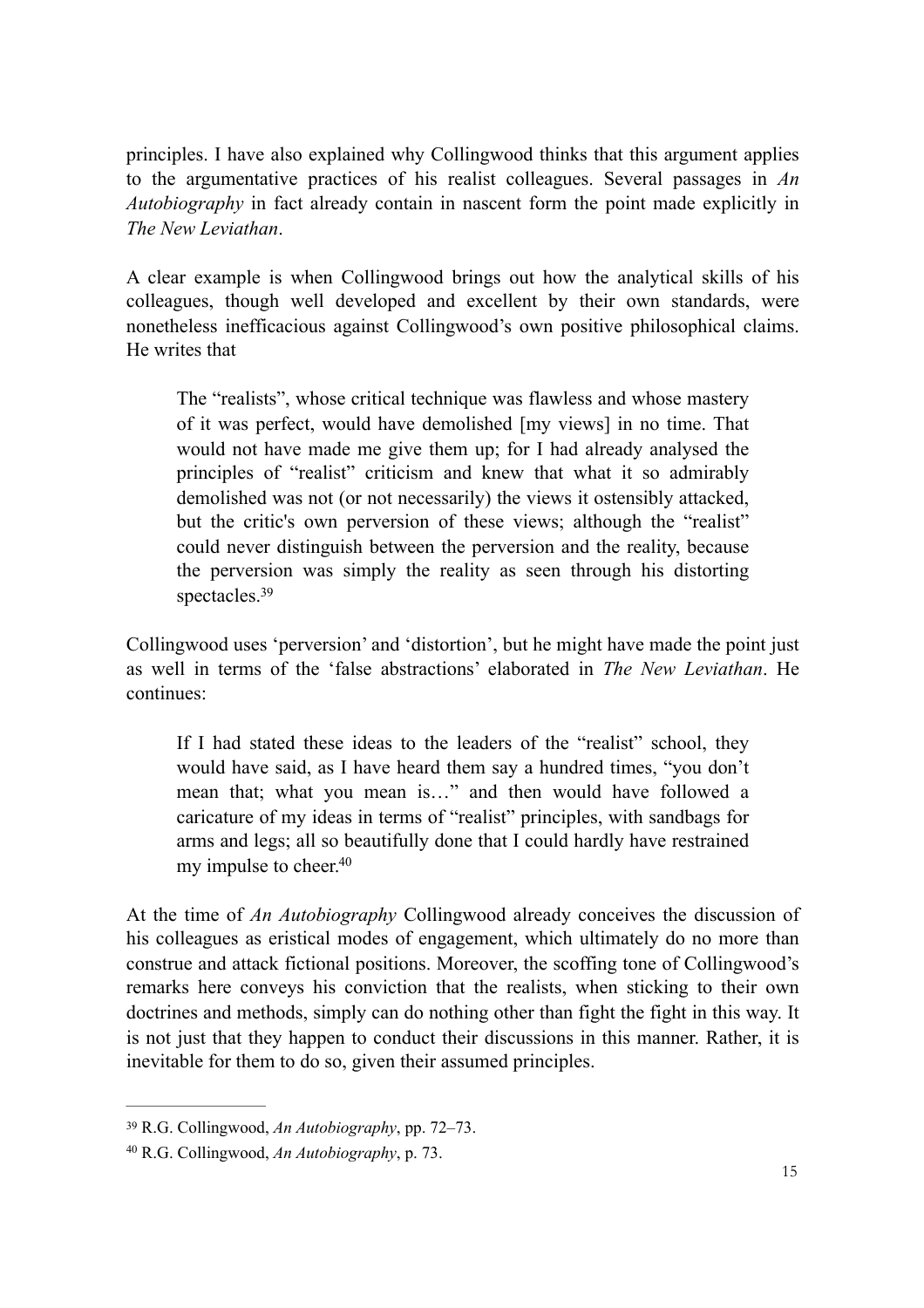principles. I have also explained why Collingwood thinks that this argument applies to the argumentative practices of his realist colleagues. Several passages in *An Autobiography* in fact already contain in nascent form the point made explicitly in *The New Leviathan*.

A clear example is when Collingwood brings out how the analytical skills of his colleagues, though well developed and excellent by their own standards, were nonetheless inefficacious against Collingwood's own positive philosophical claims. He writes that

> The "realists", whose critical technique was flawless and whose mastery of it was perfect, would have demolished [my views] in no time. That would not have made me give them up; for I had already analysed the principles of "realist" criticism and knew that what it so admirably demolished was not (or not necessarily) the views it ostensibly attacked, but the critic's own perversion of these views; although the "realist" could never distinguish between the perversion and the reality, because the perversion was simply the reality as seen through his distorting spectacles.[39]

Collingwood uses 'perversion' and 'distortion', but he might have made the point just as well in terms of the 'false abstractions' elaborated in *The New Leviathan*. He continues:

> If I had stated these ideas to the leaders of the "realist" school, they would have said, as I have heard them say a hundred times, "you don't mean that; what you mean is…" and then would have followed a caricature of my ideas in terms of "realist" principles, with sandbags for arms and legs; all so beautifully done that I could hardly have restrained my impulse to cheer.[40]

At the time of *An Autobiography* Collingwood already conceives the discussion of his colleagues as eristical modes of engagement, which ultimately do no more than construe and attack fictional positions. Moreover, the scoffing tone of Collingwood's remarks here conveys his conviction that the realists, when sticking to their own doctrines and methods, simply can do nothing other than fight the fight in this way. It is not just that they happen to conduct their discussions in this manner. Rather, it is inevitable for them to do so, given their assumed principles.

---

[39] R.G. Collingwood, *An Autobiography*, pp. 72–73.

[40] R.G. Collingwood, *An Autobiography*, p. 73.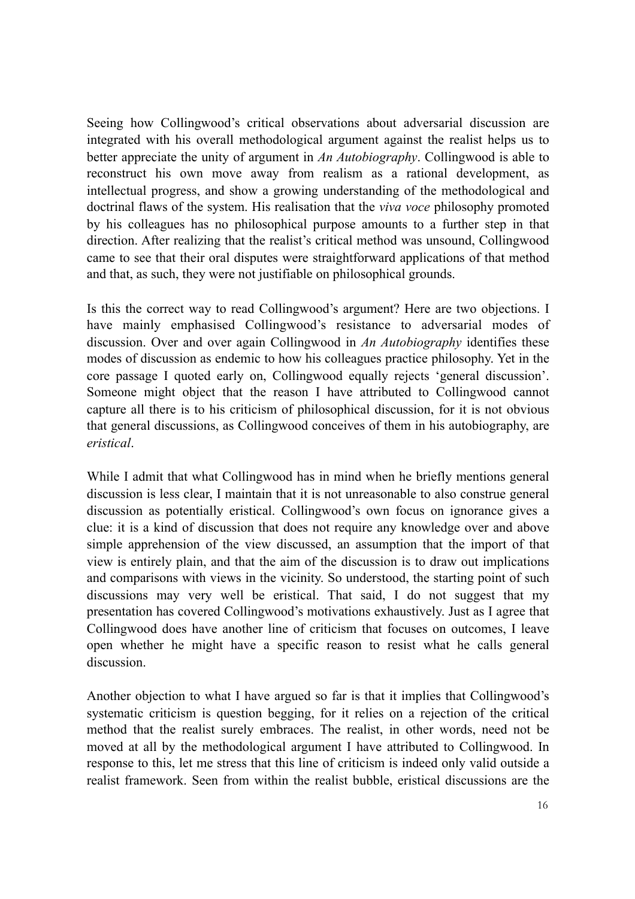Seeing how Collingwood's critical observations about adversarial discussion are integrated with his overall methodological argument against the realist helps us to better appreciate the unity of argument in *An Autobiography*. Collingwood is able to reconstruct his own move away from realism as a rational development, as intellectual progress, and show a growing understanding of the methodological and doctrinal flaws of the system. His realisation that the *viva voce* philosophy promoted by his colleagues has no philosophical purpose amounts to a further step in that direction. After realizing that the realist's critical method was unsound, Collingwood came to see that their oral disputes were straightforward applications of that method and that, as such, they were not justifiable on philosophical grounds.

Is this the correct way to read Collingwood's argument? Here are two objections. I have mainly emphasised Collingwood's resistance to adversarial modes of discussion. Over and over again Collingwood in *An Autobiography* identifies these modes of discussion as endemic to how his colleagues practice philosophy. Yet in the core passage I quoted early on, Collingwood equally rejects 'general discussion'. Someone might object that the reason I have attributed to Collingwood cannot capture all there is to his criticism of philosophical discussion, for it is not obvious that general discussions, as Collingwood conceives of them in his autobiography, are *eristical*.

While I admit that what Collingwood has in mind when he briefly mentions general discussion is less clear, I maintain that it is not unreasonable to also construe general discussion as potentially eristical. Collingwood's own focus on ignorance gives a clue: it is a kind of discussion that does not require any knowledge over and above simple apprehension of the view discussed, an assumption that the import of that view is entirely plain, and that the aim of the discussion is to draw out implications and comparisons with views in the vicinity. So understood, the starting point of such discussions may very well be eristical. That said, I do not suggest that my presentation has covered Collingwood's motivations exhaustively. Just as I agree that Collingwood does have another line of criticism that focuses on outcomes, I leave open whether he might have a specific reason to resist what he calls general discussion.

Another objection to what I have argued so far is that it implies that Collingwood's systematic criticism is question begging, for it relies on a rejection of the critical method that the realist surely embraces. The realist, in other words, need not be moved at all by the methodological argument I have attributed to Collingwood. In response to this, let me stress that this line of criticism is indeed only valid outside a realist framework. Seen from within the realist bubble, eristical discussions are the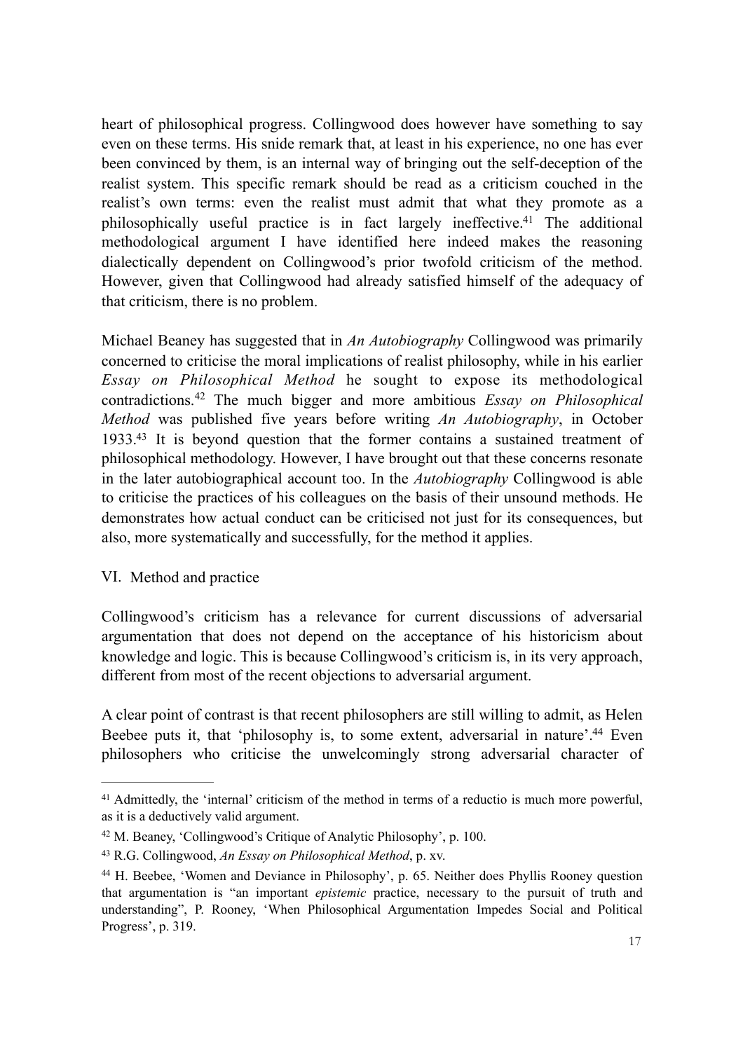heart of philosophical progress. Collingwood does however have something to say even on these terms. His snide remark that, at least in his experience, no one has ever been convinced by them, is an internal way of bringing out the self-deception of the realist system. This specific remark should be read as a criticism couched in the realist's own terms: even the realist must admit that what they promote as a philosophically useful practice is in fact largely ineffective.[41] The additional methodological argument I have identified here indeed makes the reasoning dialectically dependent on Collingwood's prior twofold criticism of the method. However, given that Collingwood had already satisfied himself of the adequacy of that criticism, there is no problem.

Michael Beaney has suggested that in *An Autobiography* Collingwood was primarily concerned to criticise the moral implications of realist philosophy, while in his earlier *Essay on Philosophical Method* he sought to expose its methodological contradictions.[42] The much bigger and more ambitious *Essay on Philosophical Method* was published five years before writing *An Autobiography*, in October 1933.[43] It is beyond question that the former contains a sustained treatment of philosophical methodology. However, I have brought out that these concerns resonate in the later autobiographical account too. In the *Autobiography* Collingwood is able to criticise the practices of his colleagues on the basis of their unsound methods. He demonstrates how actual conduct can be criticised not just for its consequences, but also, more systematically and successfully, for the method it applies.

## VI. Method and practice

Collingwood's criticism has a relevance for current discussions of adversarial argumentation that does not depend on the acceptance of his historicism about knowledge and logic. This is because Collingwood's criticism is, in its very approach, different from most of the recent objections to adversarial argument.

A clear point of contrast is that recent philosophers are still willing to admit, as Helen Beebee puts it, that 'philosophy is, to some extent, adversarial in nature'.[44] Even philosophers who criticise the unwelcomingly strong adversarial character of

---

[41] Admittedly, the 'internal' criticism of the method in terms of a reductio is much more powerful, as it is a deductively valid argument.

[42] M. Beaney, 'Collingwood's Critique of Analytic Philosophy', p. 100.

[43] R.G. Collingwood, *An Essay on Philosophical Method*, p. xv.

[44] H. Beebee, 'Women and Deviance in Philosophy', p. 65. Neither does Phyllis Rooney question that argumentation is "an important *epistemic* practice, necessary to the pursuit of truth and understanding", P. Rooney, 'When Philosophical Argumentation Impedes Social and Political Progress', p. 319.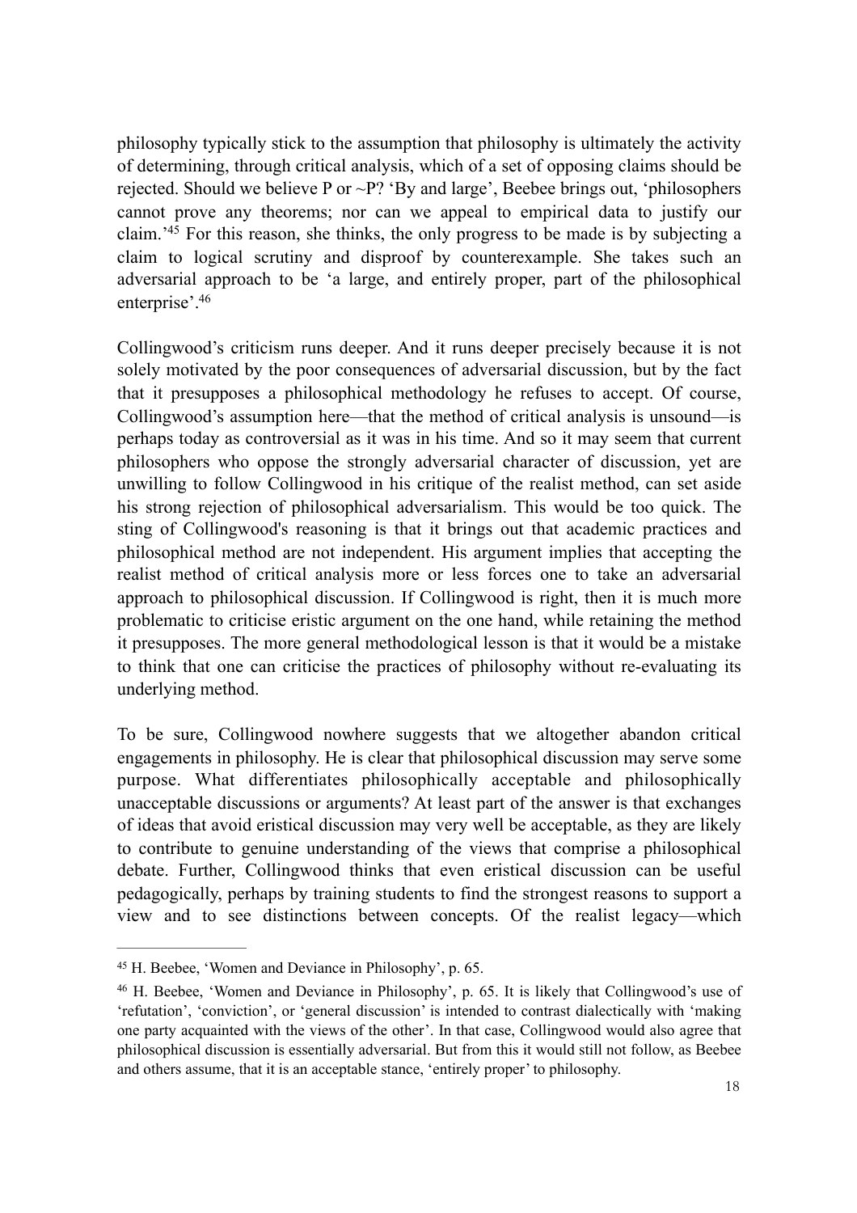philosophy typically stick to the assumption that philosophy is ultimately the activity of determining, through critical analysis, which of a set of opposing claims should be rejected. Should we believe P or ~P? 'By and large', Beebee brings out, 'philosophers cannot prove any theorems; nor can we appeal to empirical data to justify our claim.'[45] For this reason, she thinks, the only progress to be made is by subjecting a claim to logical scrutiny and disproof by counterexample. She takes such an adversarial approach to be 'a large, and entirely proper, part of the philosophical enterprise'.[46]

Collingwood's criticism runs deeper. And it runs deeper precisely because it is not solely motivated by the poor consequences of adversarial discussion, but by the fact that it presupposes a philosophical methodology he refuses to accept. Of course, Collingwood's assumption here—that the method of critical analysis is unsound—is perhaps today as controversial as it was in his time. And so it may seem that current philosophers who oppose the strongly adversarial character of discussion, yet are unwilling to follow Collingwood in his critique of the realist method, can set aside his strong rejection of philosophical adversarialism. This would be too quick. The sting of Collingwood's reasoning is that it brings out that academic practices and philosophical method are not independent. His argument implies that accepting the realist method of critical analysis more or less forces one to take an adversarial approach to philosophical discussion. If Collingwood is right, then it is much more problematic to criticise eristic argument on the one hand, while retaining the method it presupposes. The more general methodological lesson is that it would be a mistake to think that one can criticise the practices of philosophy without re-evaluating its underlying method.

To be sure, Collingwood nowhere suggests that we altogether abandon critical engagements in philosophy. He is clear that philosophical discussion may serve some purpose. What differentiates philosophically acceptable and philosophically unacceptable discussions or arguments? At least part of the answer is that exchanges of ideas that avoid eristical discussion may very well be acceptable, as they are likely to contribute to genuine understanding of the views that comprise a philosophical debate. Further, Collingwood thinks that even eristical discussion can be useful pedagogically, perhaps by training students to find the strongest reasons to support a view and to see distinctions between concepts. Of the realist legacy—which

---

[45] H. Beebee, 'Women and Deviance in Philosophy', p. 65.

[46] H. Beebee, 'Women and Deviance in Philosophy', p. 65. It is likely that Collingwood's use of 'refutation', 'conviction', or 'general discussion' is intended to contrast dialectically with 'making one party acquainted with the views of the other'. In that case, Collingwood would also agree that philosophical discussion is essentially adversarial. But from this it would still not follow, as Beebee and others assume, that it is an acceptable stance, 'entirely proper' to philosophy.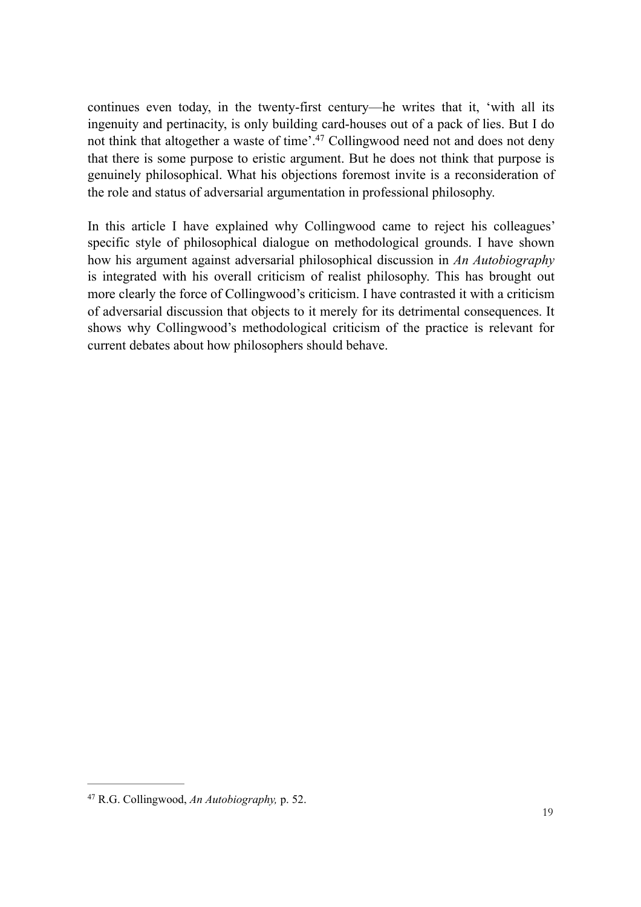continues even today, in the twenty-first century—he writes that it, 'with all its ingenuity and pertinacity, is only building card-houses out of a pack of lies. But I do not think that altogether a waste of time'.[47] Collingwood need not and does not deny that there is some purpose to eristic argument. But he does not think that purpose is genuinely philosophical. What his objections foremost invite is a reconsideration of the role and status of adversarial argumentation in professional philosophy.

In this article I have explained why Collingwood came to reject his colleagues' specific style of philosophical dialogue on methodological grounds. I have shown how his argument against adversarial philosophical discussion in *An Autobiography* is integrated with his overall criticism of realist philosophy. This has brought out more clearly the force of Collingwood's criticism. I have contrasted it with a criticism of adversarial discussion that objects to it merely for its detrimental consequences. It shows why Collingwood's methodological criticism of the practice is relevant for current debates about how philosophers should behave.

---

[47] R.G. Collingwood, *An Autobiography,* p. 52.